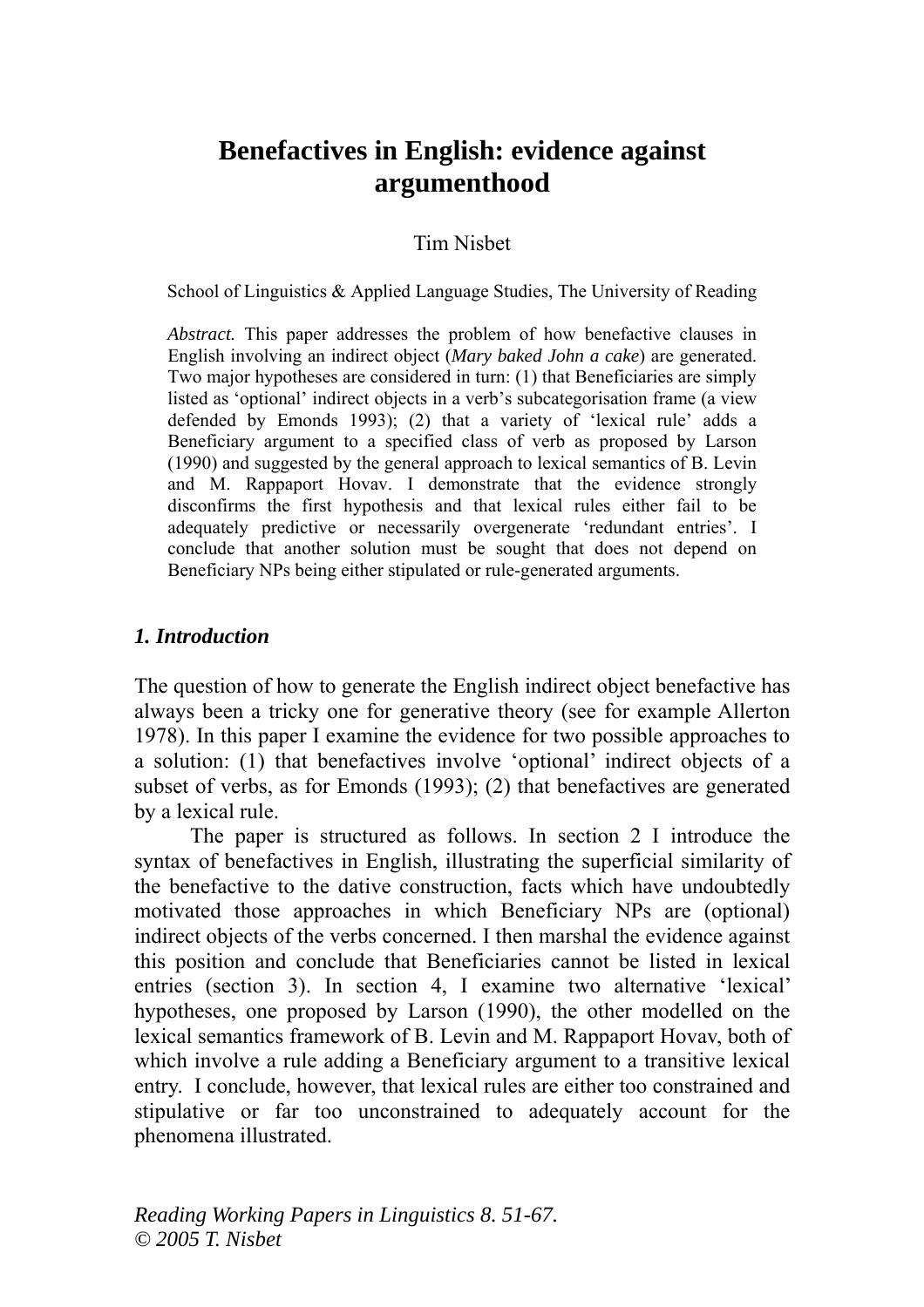# Benefactives in English: evidence against argumenthood

Tim Nisbet

School of Linguistics & Applied Language Studies, The University of Reading

*Abstract.* This paper addresses the problem of how benefactive clauses in English involving an indirect object (*Mary baked John a cake*) are generated. Two major hypotheses are considered in turn: (1) that Beneficiaries are simply listed as 'optional' indirect objects in a verb's subcategorisation frame (a view defended by Emonds 1993); (2) that a variety of 'lexical rule' adds a Beneficiary argument to a specified class of verb as proposed by Larson (1990) and suggested by the general approach to lexical semantics of B. Levin and M. Rappaport Hovav. I demonstrate that the evidence strongly disconfirms the first hypothesis and that lexical rules either fail to be adequately predictive or necessarily overgenerate 'redundant entries'. I conclude that another solution must be sought that does not depend on Beneficiary NPs being either stipulated or rule-generated arguments.

## *1. Introduction*

The question of how to generate the English indirect object benefactive has always been a tricky one for generative theory (see for example Allerton 1978). In this paper I examine the evidence for two possible approaches to a solution: (1) that benefactives involve 'optional' indirect objects of a subset of verbs, as for Emonds (1993); (2) that benefactives are generated by a lexical rule.

The paper is structured as follows. In section 2 I introduce the syntax of benefactives in English, illustrating the superficial similarity of the benefactive to the dative construction, facts which have undoubtedly motivated those approaches in which Beneficiary NPs are (optional) indirect objects of the verbs concerned. I then marshal the evidence against this position and conclude that Beneficiaries cannot be listed in lexical entries (section 3). In section 4, I examine two alternative 'lexical' hypotheses, one proposed by Larson (1990), the other modelled on the lexical semantics framework of B. Levin and M. Rappaport Hovav, both of which involve a rule adding a Beneficiary argument to a transitive lexical entry. I conclude, however, that lexical rules are either too constrained and stipulative or far too unconstrained to adequately account for the phenomena illustrated.

*Reading Working Papers in Linguistics 8. 51-67.*
*© 2005 T. Nisbet*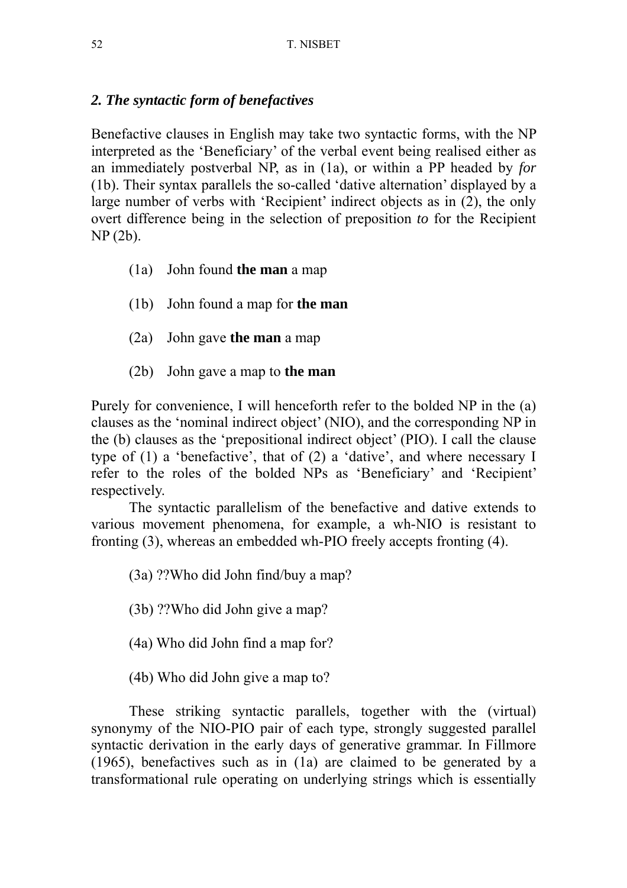### *2. The syntactic form of benefactives*

Benefactive clauses in English may take two syntactic forms, with the NP interpreted as the 'Beneficiary' of the verbal event being realised either as an immediately postverbal NP, as in (1a), or within a PP headed by *for* (1b). Their syntax parallels the so-called 'dative alternation' displayed by a large number of verbs with 'Recipient' indirect objects as in (2), the only overt difference being in the selection of preposition *to* for the Recipient NP (2b).

(1a) John found **the man** a map

(1b) John found a map for **the man**

(2a) John gave **the man** a map

(2b) John gave a map to **the man**

Purely for convenience, I will henceforth refer to the bolded NP in the (a) clauses as the 'nominal indirect object' (NIO), and the corresponding NP in the (b) clauses as the 'prepositional indirect object' (PIO). I call the clause type of (1) a 'benefactive', that of (2) a 'dative', and where necessary I refer to the roles of the bolded NPs as 'Beneficiary' and 'Recipient' respectively.

The syntactic parallelism of the benefactive and dative extends to various movement phenomena, for example, a wh-NIO is resistant to fronting (3), whereas an embedded wh-PIO freely accepts fronting (4).

(3a) ??Who did John find/buy a map?

(3b) ??Who did John give a map?

(4a) Who did John find a map for?

(4b) Who did John give a map to?

These striking syntactic parallels, together with the (virtual) synonymy of the NIO-PIO pair of each type, strongly suggested parallel syntactic derivation in the early days of generative grammar. In Fillmore (1965), benefactives such as in (1a) are claimed to be generated by a transformational rule operating on underlying strings which is essentially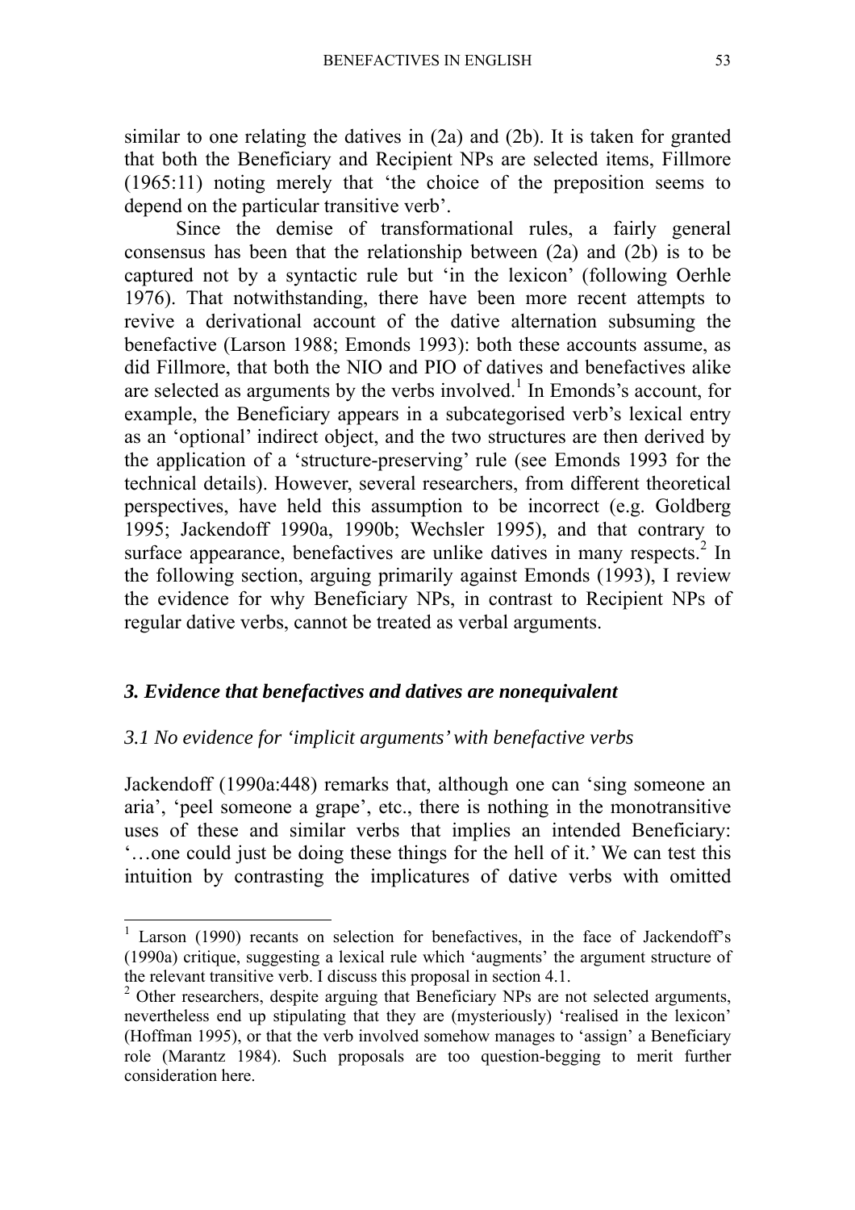similar to one relating the datives in (2a) and (2b). It is taken for granted that both the Beneficiary and Recipient NPs are selected items, Fillmore (1965:11) noting merely that 'the choice of the preposition seems to depend on the particular transitive verb'.

Since the demise of transformational rules, a fairly general consensus has been that the relationship between (2a) and (2b) is to be captured not by a syntactic rule but 'in the lexicon' (following Oerhle 1976). That notwithstanding, there have been more recent attempts to revive a derivational account of the dative alternation subsuming the benefactive (Larson 1988; Emonds 1993): both these accounts assume, as did Fillmore, that both the NIO and PIO of datives and benefactives alike are selected as arguments by the verbs involved.[1] In Emonds's account, for example, the Beneficiary appears in a subcategorised verb's lexical entry as an 'optional' indirect object, and the two structures are then derived by the application of a 'structure-preserving' rule (see Emonds 1993 for the technical details). However, several researchers, from different theoretical perspectives, have held this assumption to be incorrect (e.g. Goldberg 1995; Jackendoff 1990a, 1990b; Wechsler 1995), and that contrary to surface appearance, benefactives are unlike datives in many respects.[2] In the following section, arguing primarily against Emonds (1993), I review the evidence for why Beneficiary NPs, in contrast to Recipient NPs of regular dative verbs, cannot be treated as verbal arguments.

## *3. Evidence that benefactives and datives are nonequivalent*

### *3.1 No evidence for 'implicit arguments' with benefactive verbs*

Jackendoff (1990a:448) remarks that, although one can 'sing someone an aria', 'peel someone a grape', etc., there is nothing in the monotransitive uses of these and similar verbs that implies an intended Beneficiary: '…one could just be doing these things for the hell of it.' We can test this intuition by contrasting the implicatures of dative verbs with omitted

---

[1] Larson (1990) recants on selection for benefactives, in the face of Jackendoff's (1990a) critique, suggesting a lexical rule which 'augments' the argument structure of the relevant transitive verb. I discuss this proposal in section 4.1.

[2] Other researchers, despite arguing that Beneficiary NPs are not selected arguments, nevertheless end up stipulating that they are (mysteriously) 'realised in the lexicon' (Hoffman 1995), or that the verb involved somehow manages to 'assign' a Beneficiary role (Marantz 1984). Such proposals are too question-begging to merit further consideration here.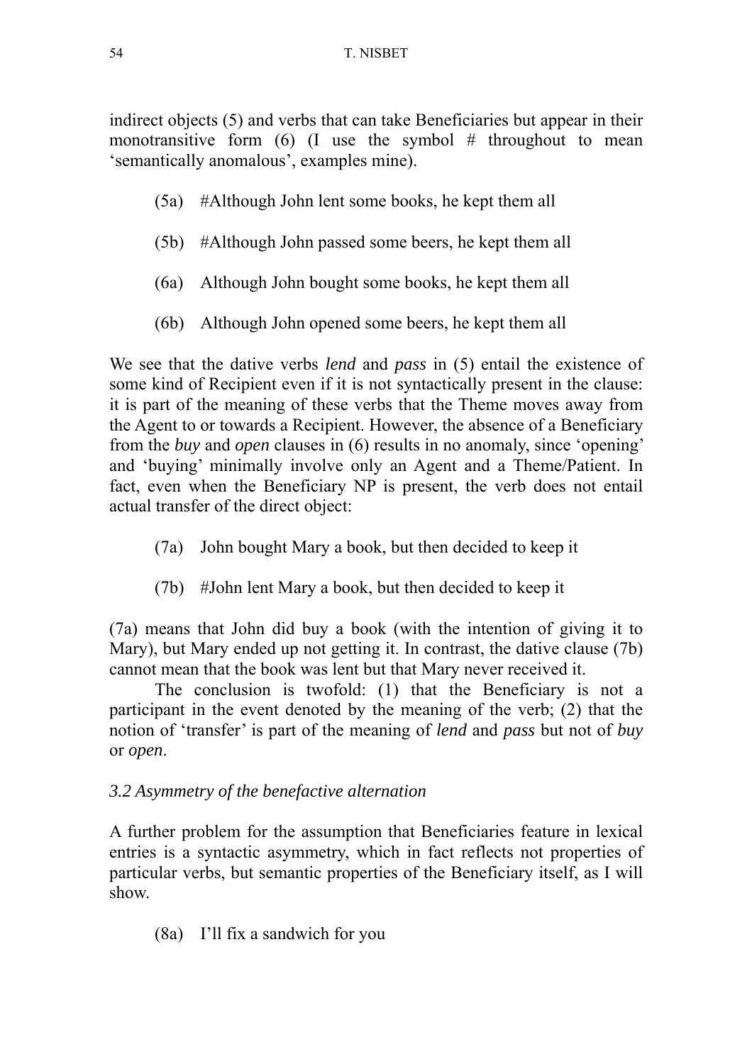indirect objects (5) and verbs that can take Beneficiaries but appear in their monotransitive form (6) (I use the symbol # throughout to mean 'semantically anomalous', examples mine).

(5a) #Although John lent some books, he kept them all

(5b) #Although John passed some beers, he kept them all

(6a) Although John bought some books, he kept them all

(6b) Although John opened some beers, he kept them all

We see that the dative verbs *lend* and *pass* in (5) entail the existence of some kind of Recipient even if it is not syntactically present in the clause: it is part of the meaning of these verbs that the Theme moves away from the Agent to or towards a Recipient. However, the absence of a Beneficiary from the *buy* and *open* clauses in (6) results in no anomaly, since 'opening' and 'buying' minimally involve only an Agent and a Theme/Patient. In fact, even when the Beneficiary NP is present, the verb does not entail actual transfer of the direct object:

(7a) John bought Mary a book, but then decided to keep it

(7b) #John lent Mary a book, but then decided to keep it

(7a) means that John did buy a book (with the intention of giving it to Mary), but Mary ended up not getting it. In contrast, the dative clause (7b) cannot mean that the book was lent but that Mary never received it.

The conclusion is twofold: (1) that the Beneficiary is not a participant in the event denoted by the meaning of the verb; (2) that the notion of 'transfer' is part of the meaning of *lend* and *pass* but not of *buy* or *open*.

### *3.2 Asymmetry of the benefactive alternation*

A further problem for the assumption that Beneficiaries feature in lexical entries is a syntactic asymmetry, which in fact reflects not properties of particular verbs, but semantic properties of the Beneficiary itself, as I will show.

(8a) I'll fix a sandwich for you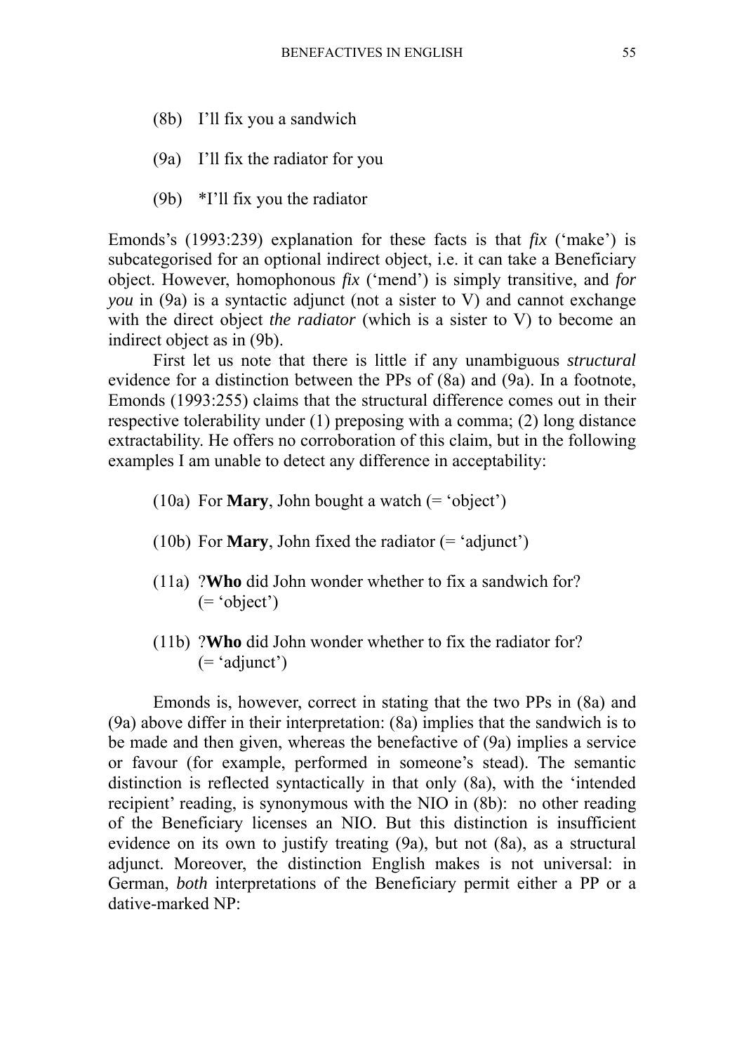(8b) I'll fix you a sandwich

(9a) I'll fix the radiator for you

(9b) *I'll fix you the radiator

Emonds's (1993:239) explanation for these facts is that *fix* ('make') is subcategorised for an optional indirect object, i.e. it can take a Beneficiary object. However, homophonous *fix* ('mend') is simply transitive, and *for you* in (9a) is a syntactic adjunct (not a sister to V) and cannot exchange with the direct object *the radiator* (which is a sister to V) to become an indirect object as in (9b).

First let us note that there is little if any unambiguous *structural* evidence for a distinction between the PPs of (8a) and (9a). In a footnote, Emonds (1993:255) claims that the structural difference comes out in their respective tolerability under (1) preposing with a comma; (2) long distance extractability. He offers no corroboration of this claim, but in the following examples I am unable to detect any difference in acceptability:

(10a) For **Mary**, John bought a watch (= 'object')

(10b) For **Mary**, John fixed the radiator (= 'adjunct')

(11a) ?**Who** did John wonder whether to fix a sandwich for? (= 'object')

(11b) ?**Who** did John wonder whether to fix the radiator for? (= 'adjunct')

Emonds is, however, correct in stating that the two PPs in (8a) and (9a) above differ in their interpretation: (8a) implies that the sandwich is to be made and then given, whereas the benefactive of (9a) implies a service or favour (for example, performed in someone's stead). The semantic distinction is reflected syntactically in that only (8a), with the 'intended recipient' reading, is synonymous with the NIO in (8b): no other reading of the Beneficiary licenses an NIO. But this distinction is insufficient evidence on its own to justify treating (9a), but not (8a), as a structural adjunct. Moreover, the distinction English makes is not universal: in German, *both* interpretations of the Beneficiary permit either a PP or a dative-marked NP: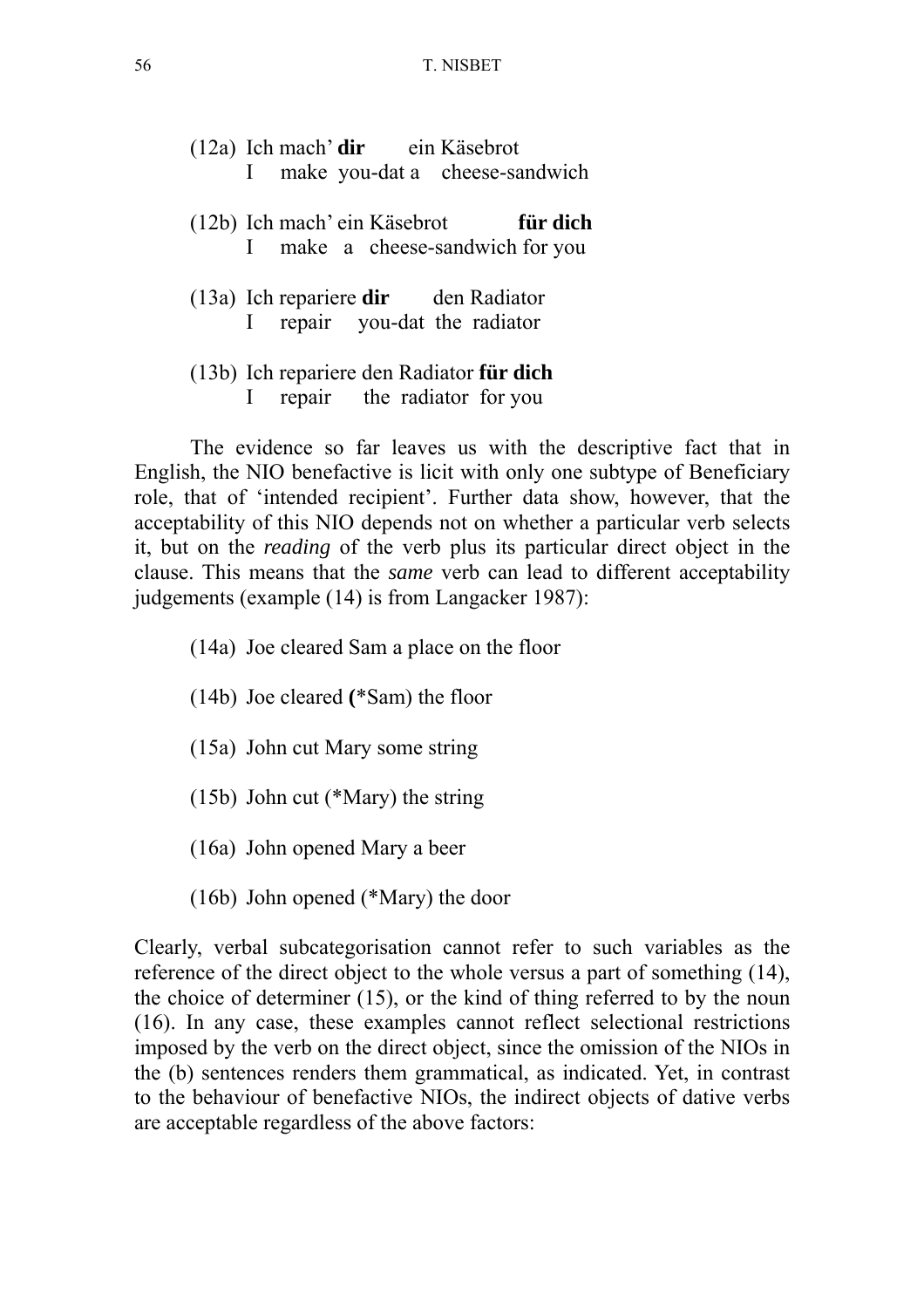(12a) Ich mach' **dir** ein Käsebrot
  I make you-dat a cheese-sandwich

(12b) Ich mach' ein Käsebrot **für dich**
  I make a cheese-sandwich for you

(13a) Ich repariere **dir** den Radiator
  I repair you-dat the radiator

(13b) Ich repariere den Radiator **für dich**
  I repair the radiator for you

The evidence so far leaves us with the descriptive fact that in English, the NIO benefactive is licit with only one subtype of Beneficiary role, that of 'intended recipient'. Further data show, however, that the acceptability of this NIO depends not on whether a particular verb selects it, but on the *reading* of the verb plus its particular direct object in the clause. This means that the *same* verb can lead to different acceptability judgements (example (14) is from Langacker 1987):

(14a) Joe cleared Sam a place on the floor

(14b) Joe cleared **(**\*Sam) the floor

(15a) John cut Mary some string

(15b) John cut (\*Mary) the string

(16a) John opened Mary a beer

(16b) John opened (\*Mary) the door

Clearly, verbal subcategorisation cannot refer to such variables as the reference of the direct object to the whole versus a part of something (14), the choice of determiner (15), or the kind of thing referred to by the noun (16). In any case, these examples cannot reflect selectional restrictions imposed by the verb on the direct object, since the omission of the NIOs in the (b) sentences renders them grammatical, as indicated. Yet, in contrast to the behaviour of benefactive NIOs, the indirect objects of dative verbs are acceptable regardless of the above factors: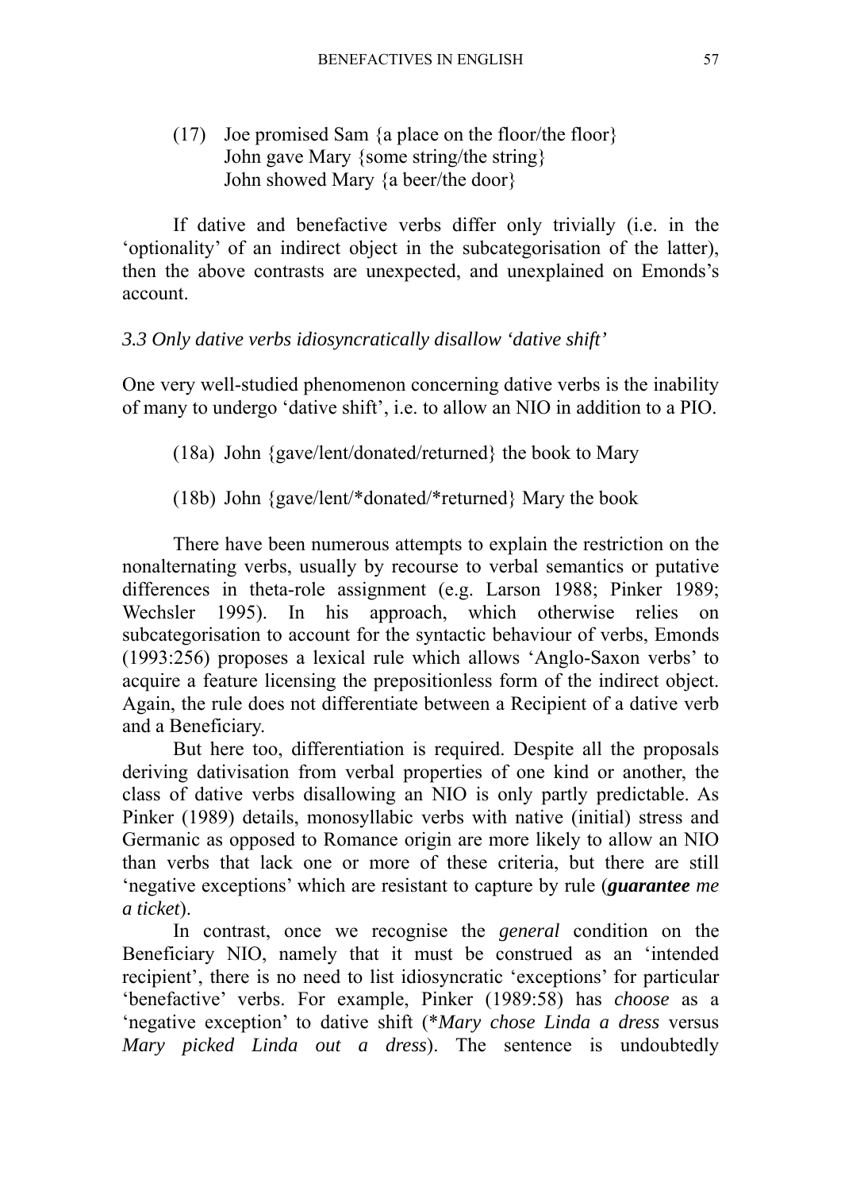(17) Joe promised Sam {a place on the floor/the floor}
John gave Mary {some string/the string}
John showed Mary {a beer/the door}

If dative and benefactive verbs differ only trivially (i.e. in the 'optionality' of an indirect object in the subcategorisation of the latter), then the above contrasts are unexpected, and unexplained on Emonds's account.

### *3.3 Only dative verbs idiosyncratically disallow 'dative shift'*

One very well-studied phenomenon concerning dative verbs is the inability of many to undergo 'dative shift', i.e. to allow an NIO in addition to a PIO.

(18a) John {gave/lent/donated/returned} the book to Mary

(18b) John {gave/lent/*donated/*returned} Mary the book

There have been numerous attempts to explain the restriction on the nonalternating verbs, usually by recourse to verbal semantics or putative differences in theta-role assignment (e.g. Larson 1988; Pinker 1989; Wechsler 1995). In his approach, which otherwise relies on subcategorisation to account for the syntactic behaviour of verbs, Emonds (1993:256) proposes a lexical rule which allows 'Anglo-Saxon verbs' to acquire a feature licensing the prepositionless form of the indirect object. Again, the rule does not differentiate between a Recipient of a dative verb and a Beneficiary.

But here too, differentiation is required. Despite all the proposals deriving dativisation from verbal properties of one kind or another, the class of dative verbs disallowing an NIO is only partly predictable. As Pinker (1989) details, monosyllabic verbs with native (initial) stress and Germanic as opposed to Romance origin are more likely to allow an NIO than verbs that lack one or more of these criteria, but there are still 'negative exceptions' which are resistant to capture by rule (***guarantee*** *me a ticket*).

In contrast, once we recognise the *general* condition on the Beneficiary NIO, namely that it must be construed as an 'intended recipient', there is no need to list idiosyncratic 'exceptions' for particular 'benefactive' verbs. For example, Pinker (1989:58) has *choose* as a 'negative exception' to dative shift (**Mary chose Linda a dress* versus *Mary picked Linda out a dress*). The sentence is undoubtedly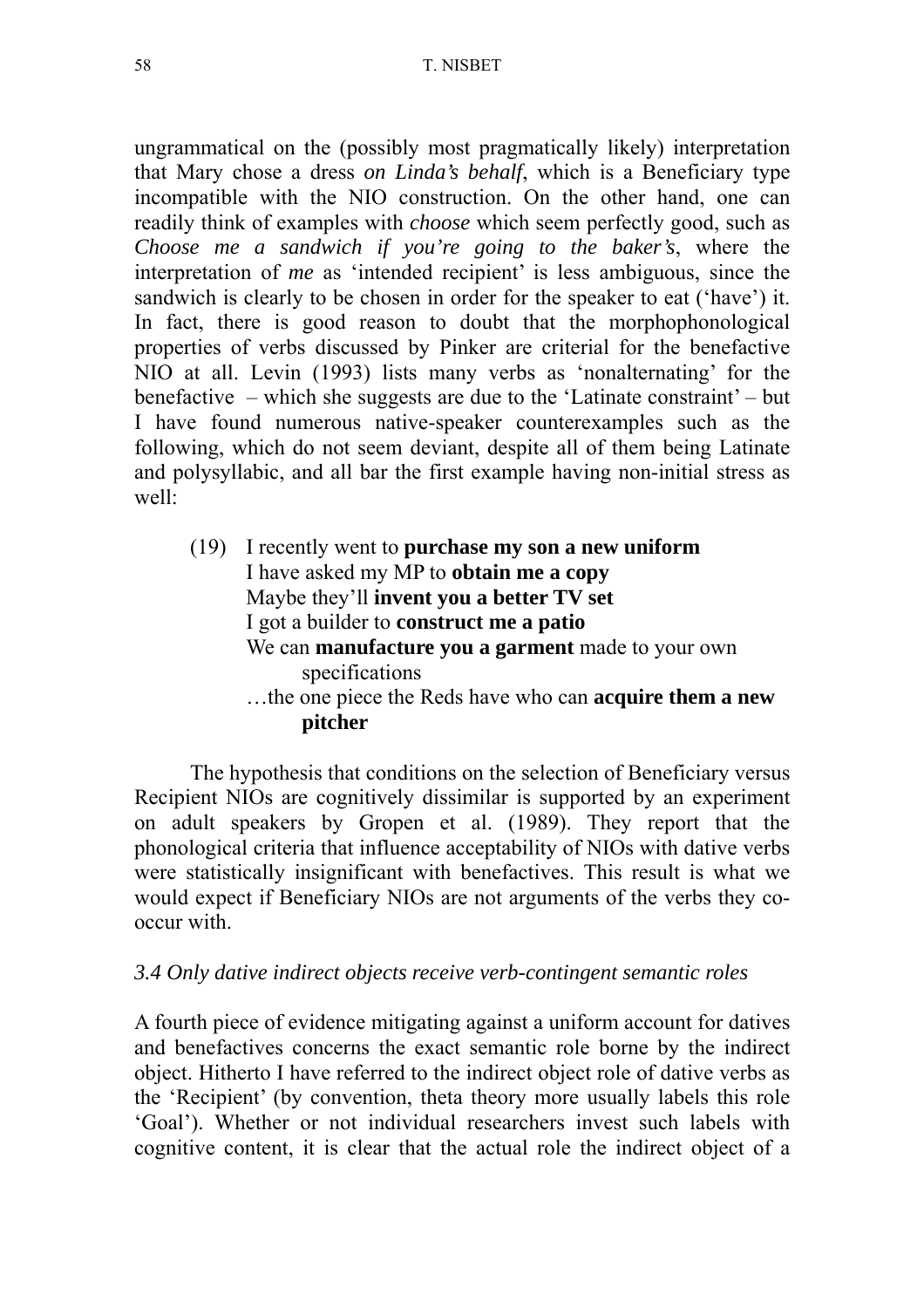ungrammatical on the (possibly most pragmatically likely) interpretation that Mary chose a dress *on Linda's behalf*, which is a Beneficiary type incompatible with the NIO construction. On the other hand, one can readily think of examples with *choose* which seem perfectly good, such as *Choose me a sandwich if you're going to the baker's*, where the interpretation of *me* as 'intended recipient' is less ambiguous, since the sandwich is clearly to be chosen in order for the speaker to eat ('have') it. In fact, there is good reason to doubt that the morphophonological properties of verbs discussed by Pinker are criterial for the benefactive NIO at all. Levin (1993) lists many verbs as 'nonalternating' for the benefactive – which she suggests are due to the 'Latinate constraint' – but I have found numerous native-speaker counterexamples such as the following, which do not seem deviant, despite all of them being Latinate and polysyllabic, and all bar the first example having non-initial stress as well:

(19) I recently went to **purchase my son a new uniform**
I have asked my MP to **obtain me a copy**
Maybe they'll **invent you a better TV set**
I got a builder to **construct me a patio**
We can **manufacture you a garment** made to your own specifications
…the one piece the Reds have who can **acquire them a new pitcher**

The hypothesis that conditions on the selection of Beneficiary versus Recipient NIOs are cognitively dissimilar is supported by an experiment on adult speakers by Gropen et al. (1989). They report that the phonological criteria that influence acceptability of NIOs with dative verbs were statistically insignificant with benefactives. This result is what we would expect if Beneficiary NIOs are not arguments of the verbs they co-occur with.

### *3.4 Only dative indirect objects receive verb-contingent semantic roles*

A fourth piece of evidence mitigating against a uniform account for datives and benefactives concerns the exact semantic role borne by the indirect object. Hitherto I have referred to the indirect object role of dative verbs as the 'Recipient' (by convention, theta theory more usually labels this role 'Goal'). Whether or not individual researchers invest such labels with cognitive content, it is clear that the actual role the indirect object of a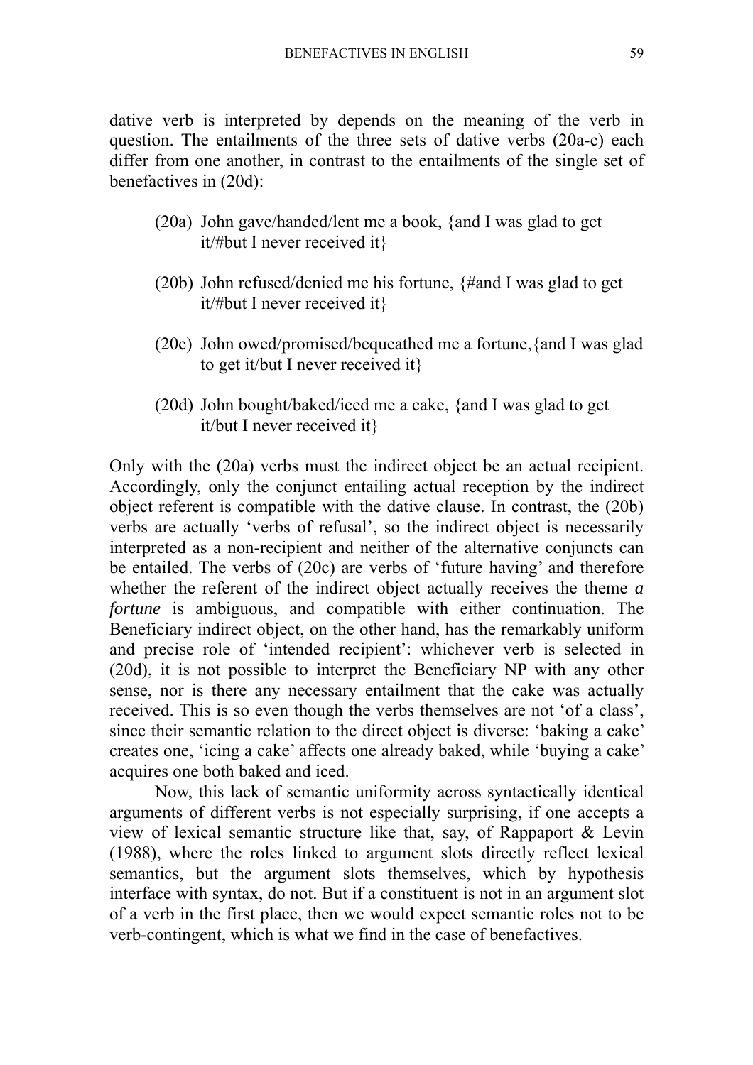dative verb is interpreted by depends on the meaning of the verb in question. The entailments of the three sets of dative verbs (20a-c) each differ from one another, in contrast to the entailments of the single set of benefactives in (20d):

(20a) John gave/handed/lent me a book, {and I was glad to get it/#but I never received it}

(20b) John refused/denied me his fortune, {#and I was glad to get it/#but I never received it}

(20c) John owed/promised/bequeathed me a fortune, {and I was glad to get it/but I never received it}

(20d) John bought/baked/iced me a cake, {and I was glad to get it/but I never received it}

Only with the (20a) verbs must the indirect object be an actual recipient. Accordingly, only the conjunct entailing actual reception by the indirect object referent is compatible with the dative clause. In contrast, the (20b) verbs are actually 'verbs of refusal', so the indirect object is necessarily interpreted as a non-recipient and neither of the alternative conjuncts can be entailed. The verbs of (20c) are verbs of 'future having' and therefore whether the referent of the indirect object actually receives the theme *a fortune* is ambiguous, and compatible with either continuation. The Beneficiary indirect object, on the other hand, has the remarkably uniform and precise role of 'intended recipient': whichever verb is selected in (20d), it is not possible to interpret the Beneficiary NP with any other sense, nor is there any necessary entailment that the cake was actually received. This is so even though the verbs themselves are not 'of a class', since their semantic relation to the direct object is diverse: 'baking a cake' creates one, 'icing a cake' affects one already baked, while 'buying a cake' acquires one both baked and iced.

Now, this lack of semantic uniformity across syntactically identical arguments of different verbs is not especially surprising, if one accepts a view of lexical semantic structure like that, say, of Rappaport & Levin (1988), where the roles linked to argument slots directly reflect lexical semantics, but the argument slots themselves, which by hypothesis interface with syntax, do not. But if a constituent is not in an argument slot of a verb in the first place, then we would expect semantic roles not to be verb-contingent, which is what we find in the case of benefactives.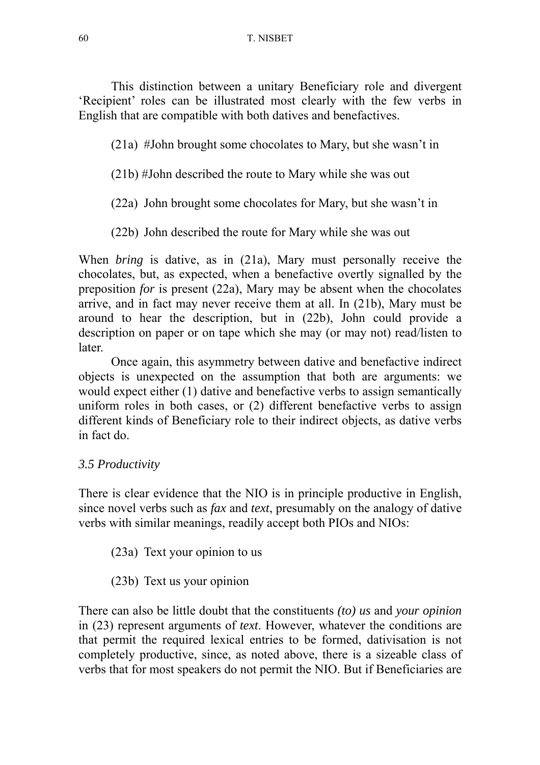This distinction between a unitary Beneficiary role and divergent 'Recipient' roles can be illustrated most clearly with the few verbs in English that are compatible with both datives and benefactives.

(21a) #John brought some chocolates to Mary, but she wasn't in

(21b) #John described the route to Mary while she was out

(22a) John brought some chocolates for Mary, but she wasn't in

(22b) John described the route for Mary while she was out

When *bring* is dative, as in (21a), Mary must personally receive the chocolates, but, as expected, when a benefactive overtly signalled by the preposition *for* is present (22a), Mary may be absent when the chocolates arrive, and in fact may never receive them at all. In (21b), Mary must be around to hear the description, but in (22b), John could provide a description on paper or on tape which she may (or may not) read/listen to later.

Once again, this asymmetry between dative and benefactive indirect objects is unexpected on the assumption that both are arguments: we would expect either (1) dative and benefactive verbs to assign semantically uniform roles in both cases, or (2) different benefactive verbs to assign different kinds of Beneficiary role to their indirect objects, as dative verbs in fact do.

### *3.5 Productivity*

There is clear evidence that the NIO is in principle productive in English, since novel verbs such as *fax* and *text*, presumably on the analogy of dative verbs with similar meanings, readily accept both PIOs and NIOs:

(23a) Text your opinion to us

(23b) Text us your opinion

There can also be little doubt that the constituents *(to) us* and *your opinion* in (23) represent arguments of *text*. However, whatever the conditions are that permit the required lexical entries to be formed, dativisation is not completely productive, since, as noted above, there is a sizeable class of verbs that for most speakers do not permit the NIO. But if Beneficiaries are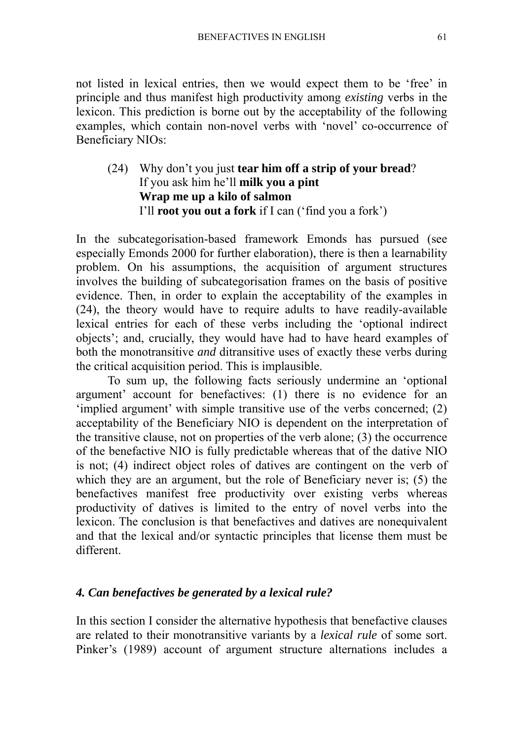not listed in lexical entries, then we would expect them to be 'free' in principle and thus manifest high productivity among *existing* verbs in the lexicon. This prediction is borne out by the acceptability of the following examples, which contain non-novel verbs with 'novel' co-occurrence of Beneficiary NIOs:

(24) Why don't you just **tear him off a strip of your bread**?
If you ask him he'll **milk you a pint**
**Wrap me up a kilo of salmon**
I'll **root you out a fork** if I can ('find you a fork')

In the subcategorisation-based framework Emonds has pursued (see especially Emonds 2000 for further elaboration), there is then a learnability problem. On his assumptions, the acquisition of argument structures involves the building of subcategorisation frames on the basis of positive evidence. Then, in order to explain the acceptability of the examples in (24), the theory would have to require adults to have readily-available lexical entries for each of these verbs including the 'optional indirect objects'; and, crucially, they would have had to have heard examples of both the monotransitive *and* ditransitive uses of exactly these verbs during the critical acquisition period. This is implausible.

To sum up, the following facts seriously undermine an 'optional argument' account for benefactives: (1) there is no evidence for an 'implied argument' with simple transitive use of the verbs concerned; (2) acceptability of the Beneficiary NIO is dependent on the interpretation of the transitive clause, not on properties of the verb alone; (3) the occurrence of the benefactive NIO is fully predictable whereas that of the dative NIO is not; (4) indirect object roles of datives are contingent on the verb of which they are an argument, but the role of Beneficiary never is; (5) the benefactives manifest free productivity over existing verbs whereas productivity of datives is limited to the entry of novel verbs into the lexicon. The conclusion is that benefactives and datives are nonequivalent and that the lexical and/or syntactic principles that license them must be different.

### *4. Can benefactives be generated by a lexical rule?*

In this section I consider the alternative hypothesis that benefactive clauses are related to their monotransitive variants by a *lexical rule* of some sort. Pinker's (1989) account of argument structure alternations includes a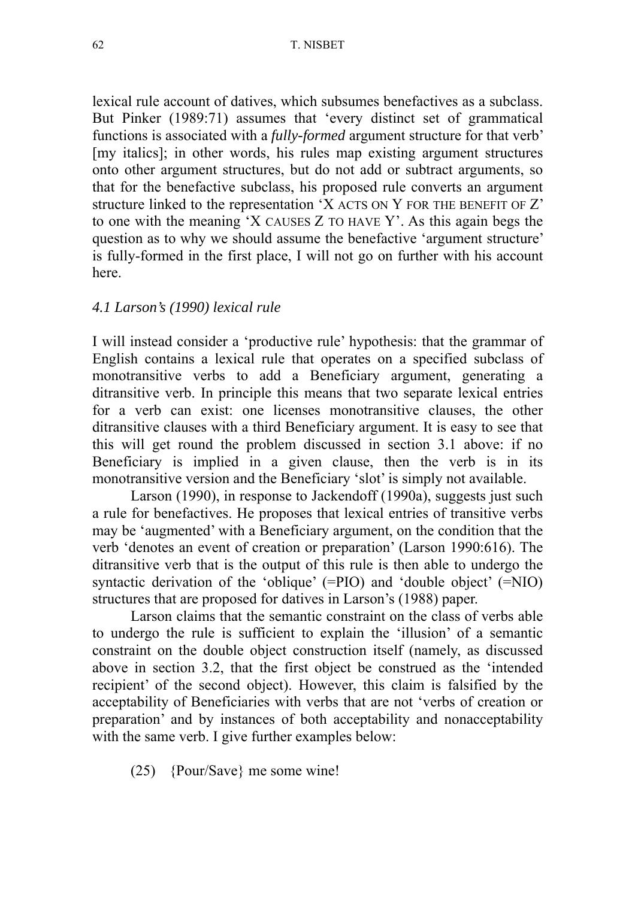lexical rule account of datives, which subsumes benefactives as a subclass. But Pinker (1989:71) assumes that 'every distinct set of grammatical functions is associated with a *fully-formed* argument structure for that verb' [my italics]; in other words, his rules map existing argument structures onto other argument structures, but do not add or subtract arguments, so that for the benefactive subclass, his proposed rule converts an argument structure linked to the representation 'X ACTS ON Y FOR THE BENEFIT OF Z' to one with the meaning 'X CAUSES Z TO HAVE Y'. As this again begs the question as to why we should assume the benefactive 'argument structure' is fully-formed in the first place, I will not go on further with his account here.

### *4.1 Larson's (1990) lexical rule*

I will instead consider a 'productive rule' hypothesis: that the grammar of English contains a lexical rule that operates on a specified subclass of monotransitive verbs to add a Beneficiary argument, generating a ditransitive verb. In principle this means that two separate lexical entries for a verb can exist: one licenses monotransitive clauses, the other ditransitive clauses with a third Beneficiary argument. It is easy to see that this will get round the problem discussed in section 3.1 above: if no Beneficiary is implied in a given clause, then the verb is in its monotransitive version and the Beneficiary 'slot' is simply not available.

Larson (1990), in response to Jackendoff (1990a), suggests just such a rule for benefactives. He proposes that lexical entries of transitive verbs may be 'augmented' with a Beneficiary argument, on the condition that the verb 'denotes an event of creation or preparation' (Larson 1990:616). The ditransitive verb that is the output of this rule is then able to undergo the syntactic derivation of the 'oblique' (=PIO) and 'double object' (=NIO) structures that are proposed for datives in Larson's (1988) paper.

Larson claims that the semantic constraint on the class of verbs able to undergo the rule is sufficient to explain the 'illusion' of a semantic constraint on the double object construction itself (namely, as discussed above in section 3.2, that the first object be construed as the 'intended recipient' of the second object). However, this claim is falsified by the acceptability of Beneficiaries with verbs that are not 'verbs of creation or preparation' and by instances of both acceptability and nonacceptability with the same verb. I give further examples below:

(25) {Pour/Save} me some wine!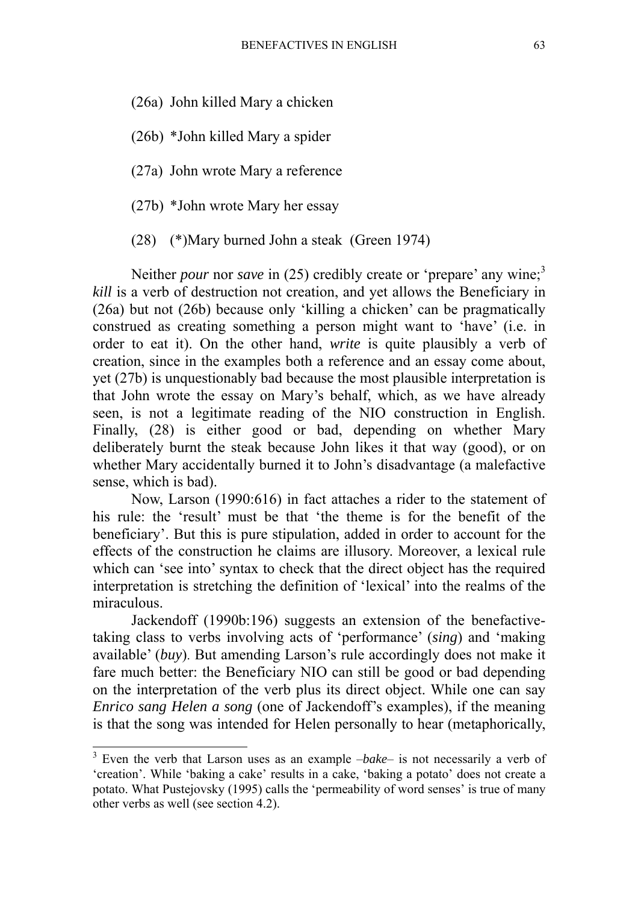(26a) John killed Mary a chicken

(26b) *John killed Mary a spider

(27a) John wrote Mary a reference

(27b) *John wrote Mary her essay

(28) (*)Mary burned John a steak (Green 1974)

Neither *pour* nor *save* in (25) credibly create or 'prepare' any wine;[3] *kill* is a verb of destruction not creation, and yet allows the Beneficiary in (26a) but not (26b) because only 'killing a chicken' can be pragmatically construed as creating something a person might want to 'have' (i.e. in order to eat it). On the other hand, *write* is quite plausibly a verb of creation, since in the examples both a reference and an essay come about, yet (27b) is unquestionably bad because the most plausible interpretation is that John wrote the essay on Mary's behalf, which, as we have already seen, is not a legitimate reading of the NIO construction in English. Finally, (28) is either good or bad, depending on whether Mary deliberately burnt the steak because John likes it that way (good), or on whether Mary accidentally burned it to John's disadvantage (a malefactive sense, which is bad).

Now, Larson (1990:616) in fact attaches a rider to the statement of his rule: the 'result' must be that 'the theme is for the benefit of the beneficiary'. But this is pure stipulation, added in order to account for the effects of the construction he claims are illusory. Moreover, a lexical rule which can 'see into' syntax to check that the direct object has the required interpretation is stretching the definition of 'lexical' into the realms of the miraculous.

Jackendoff (1990b:196) suggests an extension of the benefactive-taking class to verbs involving acts of 'performance' (*sing*) and 'making available' (*buy*). But amending Larson's rule accordingly does not make it fare much better: the Beneficiary NIO can still be good or bad depending on the interpretation of the verb plus its direct object. While one can say *Enrico sang Helen a song* (one of Jackendoff's examples), if the meaning is that the song was intended for Helen personally to hear (metaphorically,

---

[3] Even the verb that Larson uses as an example –*bake*– is not necessarily a verb of 'creation'. While 'baking a cake' results in a cake, 'baking a potato' does not create a potato. What Pustejovsky (1995) calls the 'permeability of word senses' is true of many other verbs as well (see section 4.2).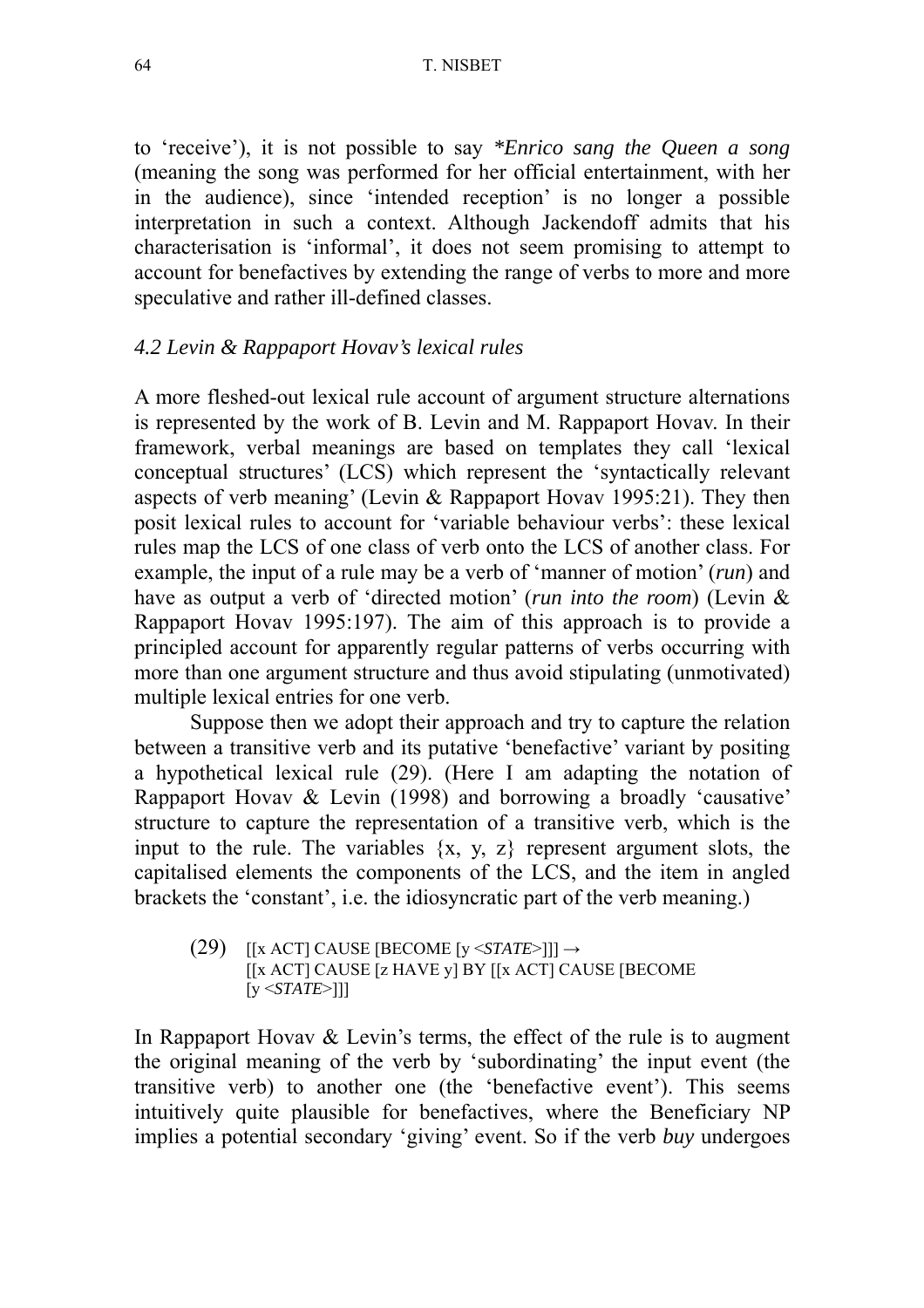to 'receive'), it is not possible to say *\*Enrico sang the Queen a song* (meaning the song was performed for her official entertainment, with her in the audience), since 'intended reception' is no longer a possible interpretation in such a context. Although Jackendoff admits that his characterisation is 'informal', it does not seem promising to attempt to account for benefactives by extending the range of verbs to more and more speculative and rather ill-defined classes.

### *4.2 Levin & Rappaport Hovav's lexical rules*

A more fleshed-out lexical rule account of argument structure alternations is represented by the work of B. Levin and M. Rappaport Hovav. In their framework, verbal meanings are based on templates they call 'lexical conceptual structures' (LCS) which represent the 'syntactically relevant aspects of verb meaning' (Levin & Rappaport Hovav 1995:21). They then posit lexical rules to account for 'variable behaviour verbs': these lexical rules map the LCS of one class of verb onto the LCS of another class. For example, the input of a rule may be a verb of 'manner of motion' (*run*) and have as output a verb of 'directed motion' (*run into the room*) (Levin & Rappaport Hovav 1995:197). The aim of this approach is to provide a principled account for apparently regular patterns of verbs occurring with more than one argument structure and thus avoid stipulating (unmotivated) multiple lexical entries for one verb.

Suppose then we adopt their approach and try to capture the relation between a transitive verb and its putative 'benefactive' variant by positing a hypothetical lexical rule (29). (Here I am adapting the notation of Rappaport Hovav & Levin (1998) and borrowing a broadly 'causative' structure to capture the representation of a transitive verb, which is the input to the rule. The variables {x, y, z} represent argument slots, the capitalised elements the components of the LCS, and the item in angled brackets the 'constant', i.e. the idiosyncratic part of the verb meaning.)

(29) [[x ACT] CAUSE [BECOME [y <*STATE*>]]] →
[[x ACT] CAUSE [z HAVE y] BY [[x ACT] CAUSE [BECOME [y <*STATE*>]]]

In Rappaport Hovav & Levin's terms, the effect of the rule is to augment the original meaning of the verb by 'subordinating' the input event (the transitive verb) to another one (the 'benefactive event'). This seems intuitively quite plausible for benefactives, where the Beneficiary NP implies a potential secondary 'giving' event. So if the verb *buy* undergoes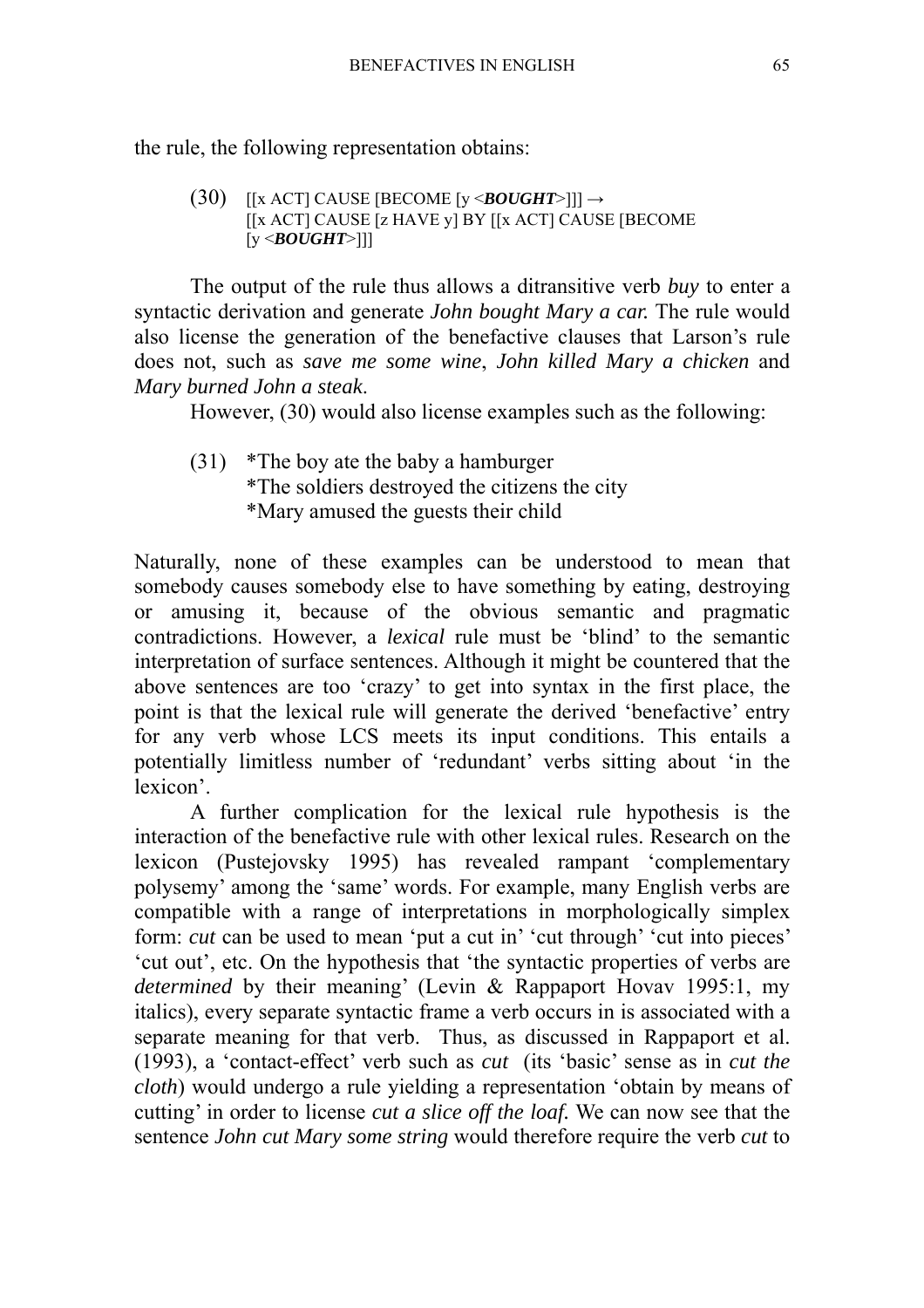the rule, the following representation obtains:

(30) [[x ACT] CAUSE [BECOME [y <***BOUGHT***>]]] →
[[x ACT] CAUSE [z HAVE y] BY [[x ACT] CAUSE [BECOME [y <***BOUGHT***>]]]

The output of the rule thus allows a ditransitive verb *buy* to enter a syntactic derivation and generate *John bought Mary a car.* The rule would also license the generation of the benefactive clauses that Larson's rule does not, such as *save me some wine*, *John killed Mary a chicken* and *Mary burned John a steak*.

However, (30) would also license examples such as the following:

(31) *The boy ate the baby a hamburger
*The soldiers destroyed the citizens the city
*Mary amused the guests their child

Naturally, none of these examples can be understood to mean that somebody causes somebody else to have something by eating, destroying or amusing it, because of the obvious semantic and pragmatic contradictions. However, a *lexical* rule must be 'blind' to the semantic interpretation of surface sentences. Although it might be countered that the above sentences are too 'crazy' to get into syntax in the first place, the point is that the lexical rule will generate the derived 'benefactive' entry for any verb whose LCS meets its input conditions. This entails a potentially limitless number of 'redundant' verbs sitting about 'in the lexicon'.

A further complication for the lexical rule hypothesis is the interaction of the benefactive rule with other lexical rules. Research on the lexicon (Pustejovsky 1995) has revealed rampant 'complementary polysemy' among the 'same' words. For example, many English verbs are compatible with a range of interpretations in morphologically simplex form: *cut* can be used to mean 'put a cut in' 'cut through' 'cut into pieces' 'cut out', etc. On the hypothesis that 'the syntactic properties of verbs are *determined* by their meaning' (Levin & Rappaport Hovav 1995:1, my italics), every separate syntactic frame a verb occurs in is associated with a separate meaning for that verb. Thus, as discussed in Rappaport et al. (1993), a 'contact-effect' verb such as *cut* (its 'basic' sense as in *cut the cloth*) would undergo a rule yielding a representation 'obtain by means of cutting' in order to license *cut a slice off the loaf.* We can now see that the sentence *John cut Mary some string* would therefore require the verb *cut* to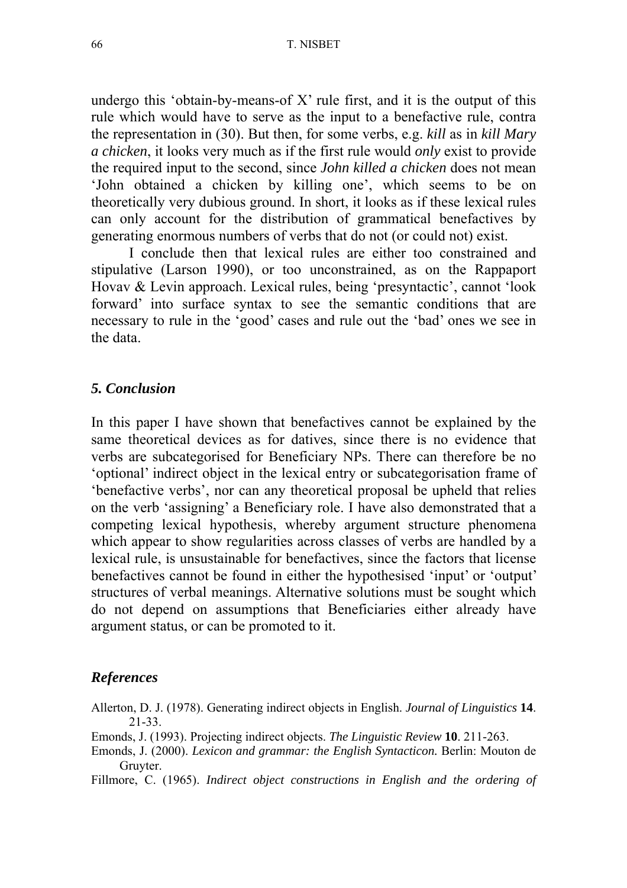undergo this 'obtain-by-means-of X' rule first, and it is the output of this rule which would have to serve as the input to a benefactive rule, contra the representation in (30). But then, for some verbs, e.g. *kill* as in *kill Mary a chicken*, it looks very much as if the first rule would *only* exist to provide the required input to the second, since *John killed a chicken* does not mean 'John obtained a chicken by killing one', which seems to be on theoretically very dubious ground. In short, it looks as if these lexical rules can only account for the distribution of grammatical benefactives by generating enormous numbers of verbs that do not (or could not) exist.

I conclude then that lexical rules are either too constrained and stipulative (Larson 1990), or too unconstrained, as on the Rappaport Hovav & Levin approach. Lexical rules, being 'presyntactic', cannot 'look forward' into surface syntax to see the semantic conditions that are necessary to rule in the 'good' cases and rule out the 'bad' ones we see in the data.

## *5. Conclusion*

In this paper I have shown that benefactives cannot be explained by the same theoretical devices as for datives, since there is no evidence that verbs are subcategorised for Beneficiary NPs. There can therefore be no 'optional' indirect object in the lexical entry or subcategorisation frame of 'benefactive verbs', nor can any theoretical proposal be upheld that relies on the verb 'assigning' a Beneficiary role. I have also demonstrated that a competing lexical hypothesis, whereby argument structure phenomena which appear to show regularities across classes of verbs are handled by a lexical rule, is unsustainable for benefactives, since the factors that license benefactives cannot be found in either the hypothesised 'input' or 'output' structures of verbal meanings. Alternative solutions must be sought which do not depend on assumptions that Beneficiaries either already have argument status, or can be promoted to it.

## *References*

Allerton, D. J. (1978). Generating indirect objects in English. *Journal of Linguistics* **14**. 21-33.

Emonds, J. (1993). Projecting indirect objects. *The Linguistic Review* **10**. 211-263.

Emonds, J. (2000). *Lexicon and grammar: the English Syntacticon.* Berlin: Mouton de Gruyter.

Fillmore, C. (1965). *Indirect object constructions in English and the ordering of*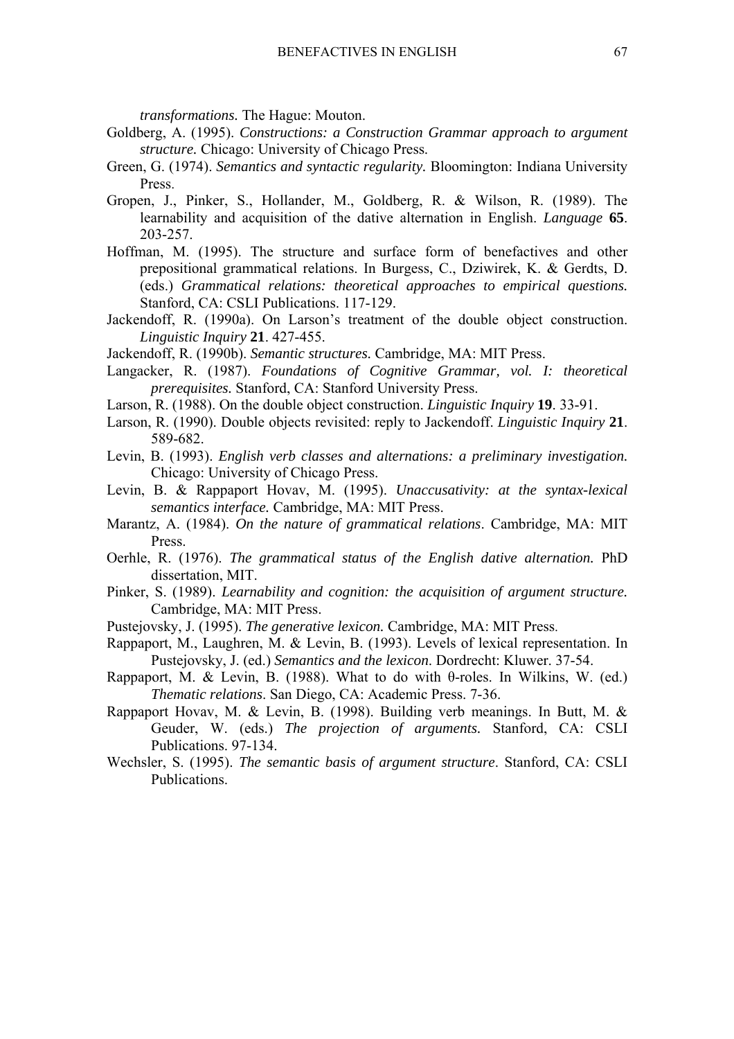*transformations.* The Hague: Mouton.

Goldberg, A. (1995). *Constructions: a Construction Grammar approach to argument structure.* Chicago: University of Chicago Press.

Green, G. (1974). *Semantics and syntactic regularity.* Bloomington: Indiana University Press.

Gropen, J., Pinker, S., Hollander, M., Goldberg, R. & Wilson, R. (1989). The learnability and acquisition of the dative alternation in English. *Language* **65**. 203-257.

Hoffman, M. (1995). The structure and surface form of benefactives and other prepositional grammatical relations. In Burgess, C., Dziwirek, K. & Gerdts, D. (eds.) *Grammatical relations: theoretical approaches to empirical questions.* Stanford, CA: CSLI Publications. 117-129.

Jackendoff, R. (1990a). On Larson's treatment of the double object construction. *Linguistic Inquiry* **21**. 427-455.

Jackendoff, R. (1990b). *Semantic structures.* Cambridge, MA: MIT Press.

Langacker, R. (1987). *Foundations of Cognitive Grammar, vol. I: theoretical prerequisites.* Stanford, CA: Stanford University Press.

Larson, R. (1988). On the double object construction. *Linguistic Inquiry* **19**. 33-91.

Larson, R. (1990). Double objects revisited: reply to Jackendoff. *Linguistic Inquiry* **21**. 589-682.

Levin, B. (1993). *English verb classes and alternations: a preliminary investigation.* Chicago: University of Chicago Press.

Levin, B. & Rappaport Hovav, M. (1995). *Unaccusativity: at the syntax-lexical semantics interface.* Cambridge, MA: MIT Press.

Marantz, A. (1984). *On the nature of grammatical relations*. Cambridge, MA: MIT Press.

Oerhle, R. (1976). *The grammatical status of the English dative alternation.* PhD dissertation, MIT.

Pinker, S. (1989). *Learnability and cognition: the acquisition of argument structure.* Cambridge, MA: MIT Press.

Pustejovsky, J. (1995). *The generative lexicon.* Cambridge, MA: MIT Press.

Rappaport, M., Laughren, M. & Levin, B. (1993). Levels of lexical representation. In Pustejovsky, J. (ed.) *Semantics and the lexicon*. Dordrecht: Kluwer. 37-54.

Rappaport, M. & Levin, B. (1988). What to do with θ-roles. In Wilkins, W. (ed.) *Thematic relations*. San Diego, CA: Academic Press. 7-36.

Rappaport Hovav, M. & Levin, B. (1998). Building verb meanings. In Butt, M. & Geuder, W. (eds.) *The projection of arguments.* Stanford, CA: CSLI Publications. 97-134.

Wechsler, S. (1995). *The semantic basis of argument structure*. Stanford, CA: CSLI Publications.